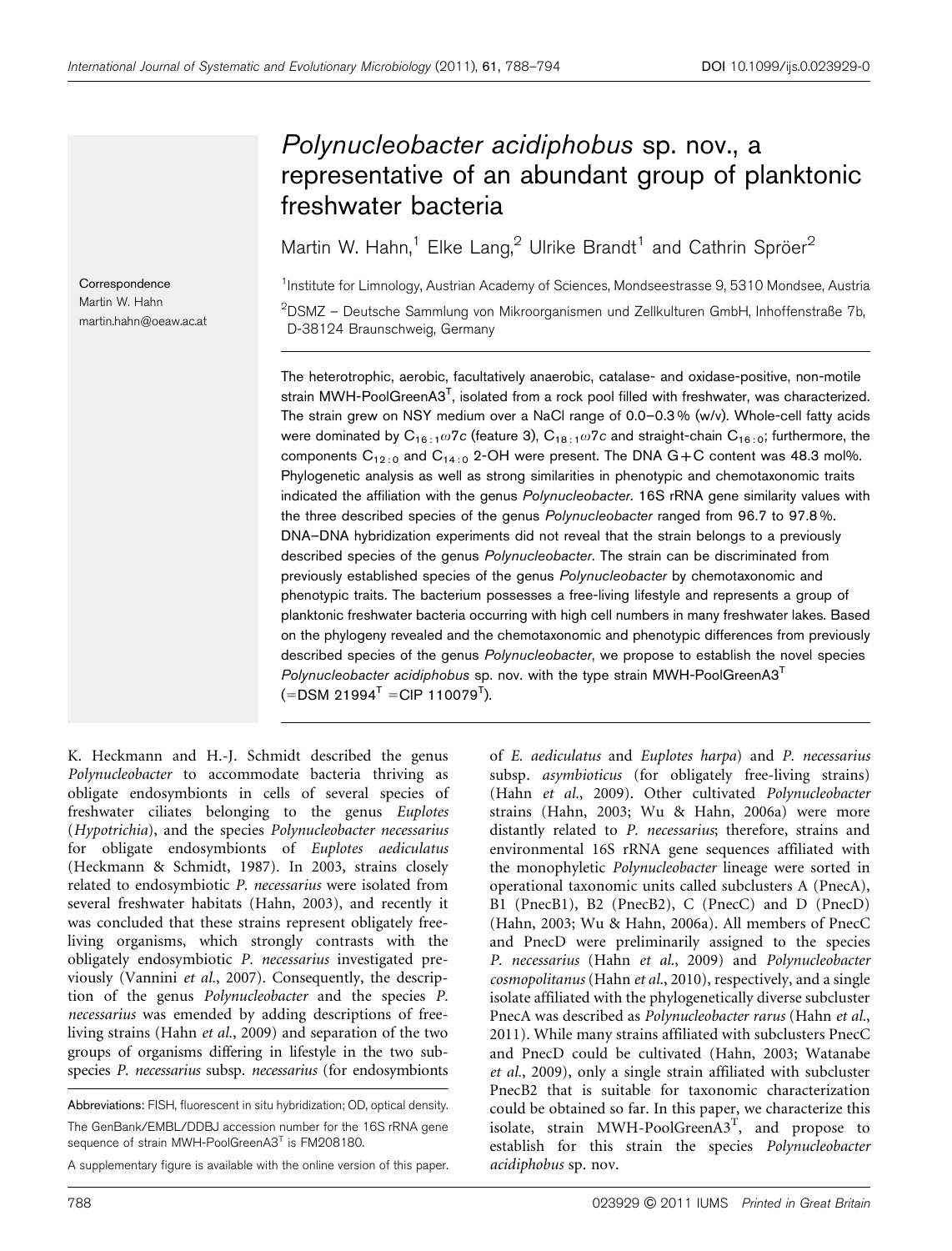# *Polynucleobacter acidiphobus* sp. nov., a representative of an abundant group of planktonic freshwater bacteria

Martin W. Hahn,[1] Elke Lang,[2] Ulrike Brandt[1] and Cathrin Spröer[2]

[1]Institute for Limnology, Austrian Academy of Sciences, Mondseestrasse 9, 5310 Mondsee, Austria

[2]DSMZ – Deutsche Sammlung von Mikroorganismen und Zellkulturen GmbH, Inhoffenstraße 7b, D-38124 Braunschweig, Germany

Correspondence
Martin W. Hahn
martin.hahn@oeaw.ac.at

The heterotrophic, aerobic, facultatively anaerobic, catalase- and oxidase-positive, non-motile strain MWH-PoolGreenA3$^T$, isolated from a rock pool filled with freshwater, was characterized. The strain grew on NSY medium over a NaCl range of 0.0–0.3 % (w/v). Whole-cell fatty acids were dominated by $C_{16:1}\omega7c$ (feature 3), $C_{18:1}\omega7c$ and straight-chain $C_{16:0}$; furthermore, the components $C_{12:0}$ and $C_{14:0}$ 2-OH were present. The DNA G+C content was 48.3 mol%. Phylogenetic analysis as well as strong similarities in phenotypic and chemotaxonomic traits indicated the affiliation with the genus *Polynucleobacter*. 16S rRNA gene similarity values with the three described species of the genus *Polynucleobacter* ranged from 96.7 to 97.8 %. DNA–DNA hybridization experiments did not reveal that the strain belongs to a previously described species of the genus *Polynucleobacter*. The strain can be discriminated from previously established species of the genus *Polynucleobacter* by chemotaxonomic and phenotypic traits. The bacterium possesses a free-living lifestyle and represents a group of planktonic freshwater bacteria occurring with high cell numbers in many freshwater lakes. Based on the phylogeny revealed and the chemotaxonomic and phenotypic differences from previously described species of the genus *Polynucleobacter*, we propose to establish the novel species *Polynucleobacter acidiphobus* sp. nov. with the type strain MWH-PoolGreenA3$^T$ (=DSM 21994$^T$ =CIP 110079$^T$).

K. Heckmann and H.-J. Schmidt described the genus *Polynucleobacter* to accommodate bacteria thriving as obligate endosymbionts in cells of several species of freshwater ciliates belonging to the genus *Euplotes* (*Hypotrichia*), and the species *Polynucleobacter necessarius* for obligate endosymbionts of *Euplotes aediculatus* (Heckmann & Schmidt, 1987). In 2003, strains closely related to endosymbiotic *P. necessarius* were isolated from several freshwater habitats (Hahn, 2003), and recently it was concluded that these strains represent obligately free-living organisms, which strongly contrasts with the obligately endosymbiotic *P. necessarius* investigated previously (Vannini *et al.*, 2007). Consequently, the description of the genus *Polynucleobacter* and the species *P. necessarius* was emended by adding descriptions of free-living strains (Hahn *et al.*, 2009) and separation of the two groups of organisms differing in lifestyle in the two subspecies *P. necessarius* subsp. *necessarius* (for endosymbionts of *E. aediculatus* and *Euplotes harpa*) and *P. necessarius* subsp. *asymbioticus* (for obligately free-living strains) (Hahn *et al.*, 2009). Other cultivated *Polynucleobacter* strains (Hahn, 2003; Wu & Hahn, 2006a) were more distantly related to *P. necessarius*; therefore, strains and environmental 16S rRNA gene sequences affiliated with the monophyletic *Polynucleobacter* lineage were sorted in operational taxonomic units called subclusters A (PnecA), B1 (PnecB1), B2 (PnecB2), C (PnecC) and D (PnecD) (Hahn, 2003; Wu & Hahn, 2006a). All members of PnecC and PnecD were preliminarily assigned to the species *P. necessarius* (Hahn *et al.*, 2009) and *Polynucleobacter cosmopolitanus* (Hahn *et al.*, 2010), respectively, and a single isolate affiliated with the phylogenetically diverse subcluster PnecA was described as *Polynucleobacter rarus* (Hahn *et al.*, 2011). While many strains affiliated with subclusters PnecC and PnecD could be cultivated (Hahn, 2003; Watanabe *et al.*, 2009), only a single strain affiliated with subcluster PnecB2 that is suitable for taxonomic characterization could be obtained so far. In this paper, we characterize this isolate, strain MWH-PoolGreenA3$^T$, and propose to establish for this strain the species *Polynucleobacter acidiphobus* sp. nov.

Abbreviations: FISH, fluorescent in situ hybridization; OD, optical density.

The GenBank/EMBL/DDBJ accession number for the 16S rRNA gene sequence of strain MWH-PoolGreenA3$^T$ is FM208180.

A supplementary figure is available with the online version of this paper.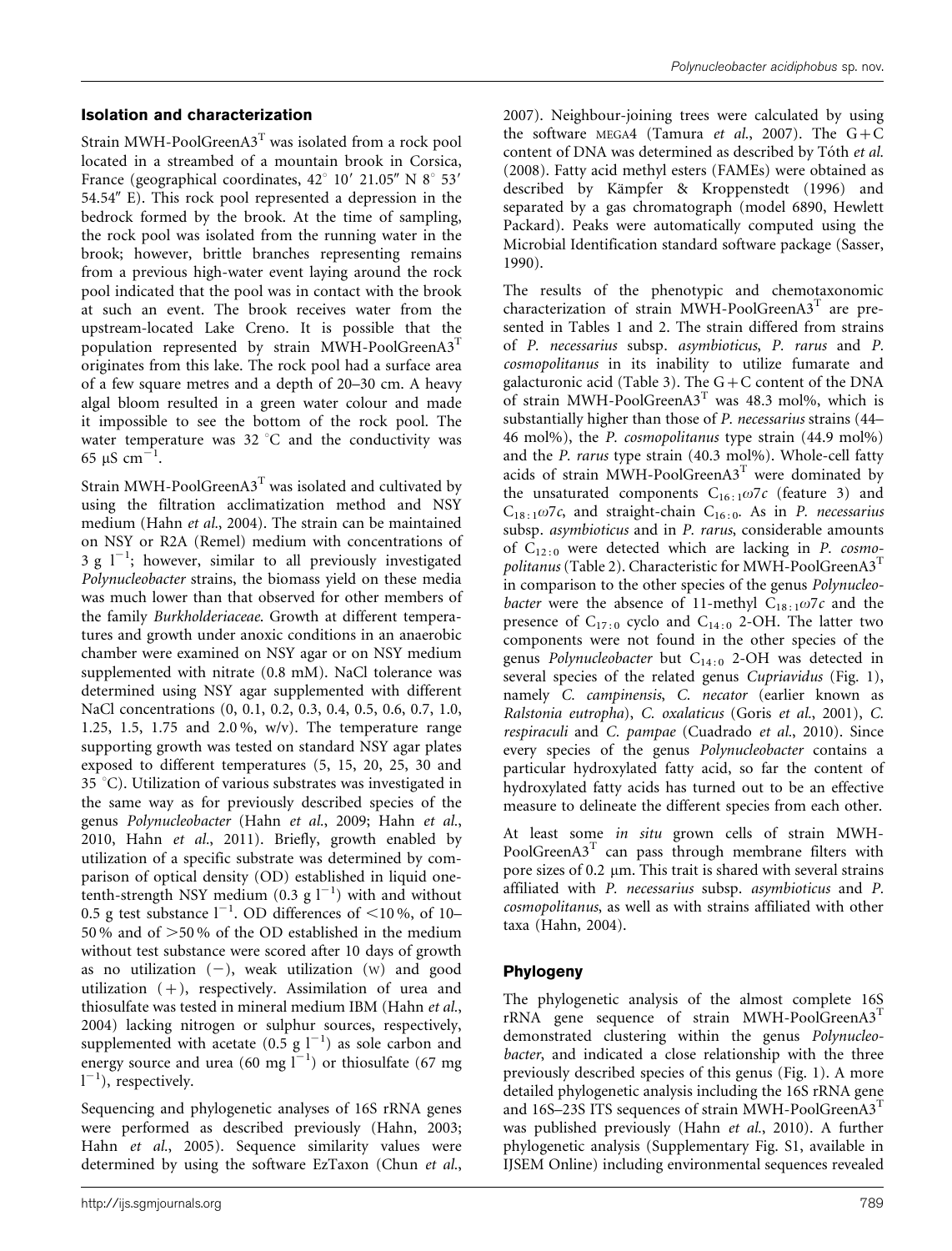## Isolation and characterization

Strain MWH-PoolGreenA3$^T$ was isolated from a rock pool located in a streambed of a mountain brook in Corsica, France (geographical coordinates, 42° 10′ 21.05″ N 8° 53′ 54.54″ E). This rock pool represented a depression in the bedrock formed by the brook. At the time of sampling, the rock pool was isolated from the running water in the brook; however, brittle branches representing remains from a previous high-water event laying around the rock pool indicated that the pool was in contact with the brook at such an event. The brook receives water from the upstream-located Lake Creno. It is possible that the population represented by strain MWH-PoolGreenA3$^T$ originates from this lake. The rock pool had a surface area of a few square metres and a depth of 20–30 cm. A heavy algal bloom resulted in a green water colour and made it impossible to see the bottom of the rock pool. The water temperature was 32 °C and the conductivity was 65 μS $cm^{-1}$.

Strain MWH-PoolGreenA3$^T$ was isolated and cultivated by using the filtration acclimatization method and NSY medium (Hahn *et al.*, 2004). The strain can be maintained on NSY or R2A (Remel) medium with concentrations of 3 g $l^{-1}$; however, similar to all previously investigated *Polynucleobacter* strains, the biomass yield on these media was much lower than that observed for other members of the family *Burkholderiaceae*. Growth at different temperatures and growth under anoxic conditions in an anaerobic chamber were examined on NSY agar or on NSY medium supplemented with nitrate (0.8 mM). NaCl tolerance was determined using NSY agar supplemented with different NaCl concentrations (0, 0.1, 0.2, 0.3, 0.4, 0.5, 0.6, 0.7, 1.0, 1.25, 1.5, 1.75 and 2.0 %, w/v). The temperature range supporting growth was tested on standard NSY agar plates exposed to different temperatures (5, 15, 20, 25, 30 and 35 °C). Utilization of various substrates was investigated in the same way as for previously described species of the genus *Polynucleobacter* (Hahn *et al.*, 2009; Hahn *et al.*, 2010, Hahn *et al.*, 2011). Briefly, growth enabled by utilization of a specific substrate was determined by comparison of optical density (OD) established in liquid one-tenth-strength NSY medium (0.3 g $l^{-1}$) with and without 0.5 g test substance $l^{-1}$. OD differences of <10 %, of 10–50 % and of >50 % of the OD established in the medium without test substance were scored after 10 days of growth as no utilization (−), weak utilization (w) and good utilization (+), respectively. Assimilation of urea and thiosulfate was tested in mineral medium IBM (Hahn *et al.*, 2004) lacking nitrogen or sulphur sources, respectively, supplemented with acetate (0.5 g $l^{-1}$) as sole carbon and energy source and urea (60 mg $l^{-1}$) or thiosulfate (67 mg $l^{-1}$), respectively.

Sequencing and phylogenetic analyses of 16S rRNA genes were performed as described previously (Hahn, 2003; Hahn *et al.*, 2005). Sequence similarity values were determined by using the software EzTaxon (Chun *et al.*, 2007). Neighbour-joining trees were calculated by using the software MEGA4 (Tamura *et al.*, 2007). The G+C content of DNA was determined as described by Tóth *et al.* (2008). Fatty acid methyl esters (FAMEs) were obtained as described by Kämpfer & Kroppenstedt (1996) and separated by a gas chromatograph (model 6890, Hewlett Packard). Peaks were automatically computed using the Microbial Identification standard software package (Sasser, 1990).

The results of the phenotypic and chemotaxonomic characterization of strain MWH-PoolGreenA3$^T$ are presented in Tables 1 and 2. The strain differed from strains of *P. necessarius* subsp. *asymbioticus*, *P. rarus* and *P. cosmopolitanus* in its inability to utilize fumarate and galacturonic acid (Table 3). The G+C content of the DNA of strain MWH-PoolGreenA3$^T$ was 48.3 mol%, which is substantially higher than those of *P. necessarius* strains (44–46 mol%), the *P. cosmopolitanus* type strain (44.9 mol%) and the *P. rarus* type strain (40.3 mol%). Whole-cell fatty acids of strain MWH-PoolGreenA3$^T$ were dominated by the unsaturated components $C_{16:1}\omega7c$ (feature 3) and $C_{18:1}\omega7c$, and straight-chain $C_{16:0}$. As in *P. necessarius* subsp. *asymbioticus* and in *P. rarus*, considerable amounts of $C_{12:0}$ were detected which are lacking in *P. cosmopolitanus* (Table 2). Characteristic for MWH-PoolGreenA3$^T$ in comparison to the other species of the genus *Polynucleobacter* were the absence of 11-methyl $C_{18:1}\omega7c$ and the presence of $C_{17:0}$ cyclo and $C_{14:0}$ 2-OH. The latter two components were not found in the other species of the genus *Polynucleobacter* but $C_{14:0}$ 2-OH was detected in several species of the related genus *Cupriavidus* (Fig. 1), namely *C. campinensis*, *C. necator* (earlier known as *Ralstonia eutropha*), *C. oxalaticus* (Goris *et al.*, 2001), *C. respiraculi* and *C. pampae* (Cuadrado *et al.*, 2010). Since every species of the genus *Polynucleobacter* contains a particular hydroxylated fatty acid, so far the content of hydroxylated fatty acids has turned out to be an effective measure to delineate the different species from each other.

At least some *in situ* grown cells of strain MWH-PoolGreenA3$^T$ can pass through membrane filters with pore sizes of 0.2 μm. This trait is shared with several strains affiliated with *P. necessarius* subsp. *asymbioticus* and *P. cosmopolitanus*, as well as with strains affiliated with other taxa (Hahn, 2004).

## Phylogeny

The phylogenetic analysis of the almost complete 16S rRNA gene sequence of strain MWH-PoolGreenA3$^T$ demonstrated clustering within the genus *Polynucleobacter*, and indicated a close relationship with the three previously described species of this genus (Fig. 1). A more detailed phylogenetic analysis including the 16S rRNA gene and 16S–23S ITS sequences of strain MWH-PoolGreenA3$^T$ was published previously (Hahn *et al.*, 2010). A further phylogenetic analysis (Supplementary Fig. S1, available in IJSEM Online) including environmental sequences revealed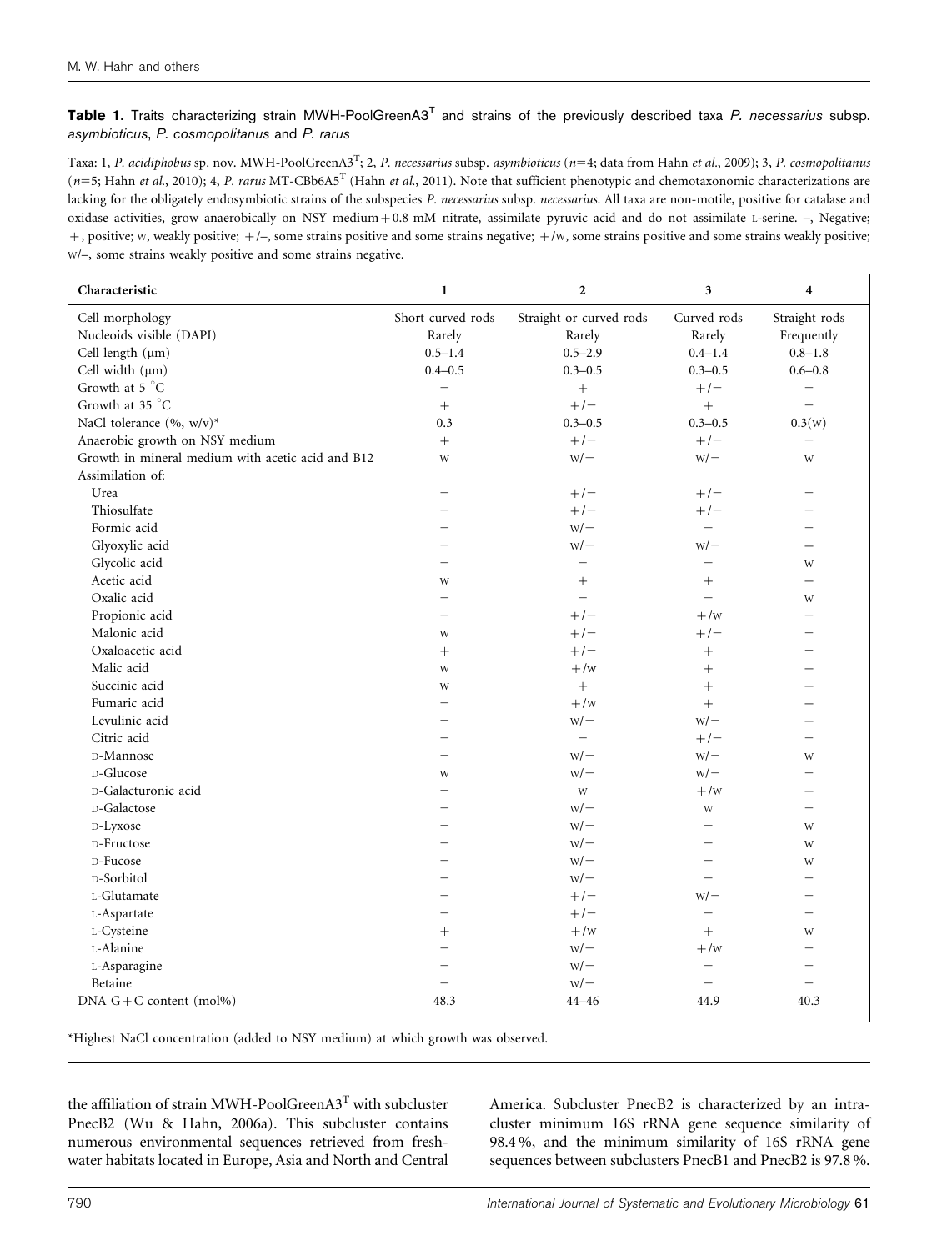**Table 1.** Traits characterizing strain MWH-PoolGreenA3$^T$ and strains of the previously described taxa *P. necessarius* subsp. *asymbioticus*, *P. cosmopolitanus* and *P. rarus*

Taxa: 1, *P. acidiphobus* sp. nov. MWH-PoolGreenA3$^T$; 2, *P. necessarius* subsp. *asymbioticus* (n=4; data from Hahn *et al.*, 2009); 3, *P. cosmopolitanus* (n=5; Hahn *et al.*, 2010); 4, *P. rarus* MT-CBb6A5$^T$ (Hahn *et al.*, 2011). Note that sufficient phenotypic and chemotaxonomic characterizations are lacking for the obligately endosymbiotic strains of the subspecies *P. necessarius* subsp. *necessarius*. All taxa are non-motile, positive for catalase and oxidase activities, grow anaerobically on NSY medium + 0.8 mM nitrate, assimilate pyruvic acid and do not assimilate L-serine. –, Negative; +, positive; W, weakly positive; +/–, some strains positive and some strains negative; +/W, some strains positive and some strains weakly positive; W/–, some strains weakly positive and some strains negative.

| Characteristic | 1 | 2 | 3 | 4 |
|---|---|---|---|---|
| Cell morphology | Short curved rods | Straight or curved rods | Curved rods | Straight rods |
| Nucleoids visible (DAPI) | Rarely | Rarely | Rarely | Frequently |
| Cell length (μm) | 0.5–1.4 | 0.5–2.9 | 0.4–1.4 | 0.8–1.8 |
| Cell width (μm) | 0.4–0.5 | 0.3–0.5 | 0.3–0.5 | 0.6–0.8 |
| Growth at 5 °C | – | + | +/– | – |
| Growth at 35 °C | + | +/– | + | – |
| NaCl tolerance (%, w/v)* | 0.3 | 0.3–0.5 | 0.3–0.5 | 0.3(w) |
| Anaerobic growth on NSY medium | + | +/– | +/– | – |
| Growth in mineral medium with acetic acid and B12 | W | W/– | W/– | W |
| Assimilation of: | | | | |
| Urea | – | +/– | +/– | – |
| Thiosulfate | – | +/– | +/– | – |
| Formic acid | – | W/– | – | – |
| Glyoxylic acid | – | W/– | W/– | + |
| Glycolic acid | – | – | – | W |
| Acetic acid | W | + | + | + |
| Oxalic acid | – | – | – | W |
| Propionic acid | – | +/– | +/W | – |
| Malonic acid | W | +/– | +/– | – |
| Oxaloacetic acid | + | +/– | + | – |
| Malic acid | W | +/W | + | + |
| Succinic acid | W | + | + | + |
| Fumaric acid | – | +/W | + | + |
| Levulinic acid | – | W/– | W/– | + |
| Citric acid | – | – | +/– | – |
| D-Mannose | – | W/– | W/– | W |
| D-Glucose | W | W/– | W/– | – |
| D-Galacturonic acid | – | W | +/W | + |
| D-Galactose | – | W/– | W | – |
| D-Lyxose | – | W/– | – | W |
| D-Fructose | – | W/– | – | W |
| D-Fucose | – | W/– | – | W |
| D-Sorbitol | – | W/– | – | – |
| L-Glutamate | – | +/– | W/– | – |
| L-Aspartate | – | +/– | – | – |
| L-Cysteine | + | +/W | + | W |
| L-Alanine | – | W/– | +/W | – |
| L-Asparagine | – | W/– | – | – |
| Betaine | – | W/– | – | – |
| DNA G+C content (mol%) | 48.3 | 44–46 | 44.9 | 40.3 |

*Highest NaCl concentration (added to NSY medium) at which growth was observed.

the affiliation of strain MWH-PoolGreenA3$^T$ with subcluster PnecB2 (Wu & Hahn, 2006a). This subcluster contains numerous environmental sequences retrieved from freshwater habitats located in Europe, Asia and North and Central America. Subcluster PnecB2 is characterized by an intracluster minimum 16S rRNA gene sequence similarity of 98.4 %, and the minimum similarity of 16S rRNA gene sequences between subclusters PnecB1 and PnecB2 is 97.8 %.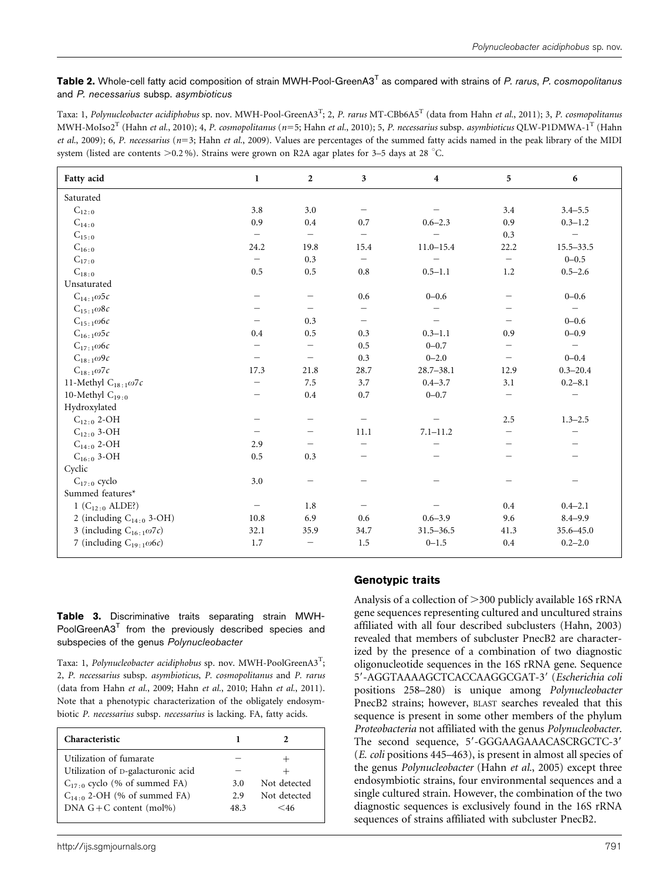**Table 2.** Whole-cell fatty acid composition of strain MWH-Pool-GreenA3$^T$ as compared with strains of *P. rarus*, *P. cosmopolitanus* and *P. necessarius* subsp. *asymbioticus*

Taxa: 1, *Polynucleobacter acidiphobus* sp. nov. MWH-Pool-GreenA3$^T$; 2, *P. rarus* MT-CBb6A5$^T$ (data from Hahn *et al.*, 2011); 3, *P. cosmopolitanus* MWH-MoIso2$^T$ (Hahn *et al.*, 2010); 4, *P. cosmopolitanus* (n=5; Hahn *et al.*, 2010); 5, *P. necessarius* subsp. *asymbioticus* QLW-P1DMWA-1$^T$ (Hahn *et al.*, 2009); 6, *P. necessarius* (n=3; Hahn *et al.*, 2009). Values are percentages of the summed fatty acids named in the peak library of the MIDI system (listed are contents >0.2 %). Strains were grown on R2A agar plates for 3–5 days at 28 °C.

| Fatty acid | 1 | 2 | 3 | 4 | 5 | 6 |
|---|---|---|---|---|---|---|
| Saturated | | | | | | |
| $C_{12:0}$ | 3.8 | 3.0 | – | – | 3.4 | 3.4–5.5 |
| $C_{14:0}$ | 0.9 | 0.4 | 0.7 | 0.6–2.3 | 0.9 | 0.3–1.2 |
| $C_{15:0}$ | – | – | – | – | 0.3 | – |
| $C_{16:0}$ | 24.2 | 19.8 | 15.4 | 11.0–15.4 | 22.2 | 15.5–33.5 |
| $C_{17:0}$ | – | 0.3 | – | – | – | 0–0.5 |
| $C_{18:0}$ | 0.5 | 0.5 | 0.8 | 0.5–1.1 | 1.2 | 0.5–2.6 |
| Unsaturated | | | | | | |
| $C_{14:1}\omega5c$ | – | – | 0.6 | 0–0.6 | – | 0–0.6 |
| $C_{15:1}\omega8c$ | – | – | – | – | – | – |
| $C_{15:1}\omega6c$ | – | 0.3 | – | – | – | 0–0.6 |
| $C_{16:1}\omega5c$ | 0.4 | 0.5 | 0.3 | 0.3–1.1 | 0.9 | 0–0.9 |
| $C_{17:1}\omega6c$ | – | – | 0.5 | 0–0.7 | – | – |
| $C_{18:1}\omega9c$ | – | – | 0.3 | 0–2.0 | – | 0–0.4 |
| $C_{18:1}\omega7c$ | 17.3 | 21.8 | 28.7 | 28.7–38.1 | 12.9 | 0.3–20.4 |
| 11-Methyl $C_{18:1}\omega7c$ | – | 7.5 | 3.7 | 0.4–3.7 | 3.1 | 0.2–8.1 |
| 10-Methyl $C_{19:0}$ | – | 0.4 | 0.7 | 0–0.7 | – | – |
| Hydroxylated | | | | | | |
| $C_{12:0}$ 2-OH | – | – | – | – | 2.5 | 1.3–2.5 |
| $C_{12:0}$ 3-OH | – | – | 11.1 | 7.1–11.2 | – | – |
| $C_{14:0}$ 2-OH | 2.9 | – | – | – | – | – |
| $C_{16:0}$ 3-OH | 0.5 | 0.3 | – | – | – | – |
| Cyclic | | | | | | |
| $C_{17:0}$ cyclo | 3.0 | – | – | – | – | – |
| Summed features* | | | | | | |
| 1 ($C_{12:0}$ ALDE?) | – | 1.8 | – | – | 0.4 | 0.4–2.1 |
| 2 (including $C_{14:0}$ 3-OH) | 10.8 | 6.9 | 0.6 | 0.6–3.9 | 9.6 | 8.4–9.9 |
| 3 (including $C_{16:1}\omega7c$) | 32.1 | 35.9 | 34.7 | 31.5–36.5 | 41.3 | 35.6–45.0 |
| 7 (including $C_{19:1}\omega6c$) | 1.7 | – | 1.5 | 0–1.5 | 0.4 | 0.2–2.0 |

**Table 3.** Discriminative traits separating strain MWH-PoolGreenA3$^T$ from the previously described species and subspecies of the genus *Polynucleobacter*

Taxa: 1, *Polynucleobacter acidiphobus* sp. nov. MWH-PoolGreenA3$^T$; 2, *P. necessarius* subsp. *asymbioticus*, *P. cosmopolitanus* and *P. rarus* (data from Hahn *et al.*, 2009; Hahn *et al.*, 2010; Hahn *et al.*, 2011). Note that a phenotypic characterization of the obligately endosymbiotic *P. necessarius* subsp. *necessarius* is lacking. FA, fatty acids.

| Characteristic | 1 | 2 |
|---|---|---|
| Utilization of fumarate | – | + |
| Utilization of D-galacturonic acid | – | + |
| $C_{17:0}$ cyclo (% of summed FA) | 3.0 | Not detected |
| $C_{14:0}$ 2-OH (% of summed FA) | 2.9 | Not detected |
| DNA G+C content (mol%) | 48.3 | <46 |

## Genotypic traits

Analysis of a collection of >300 publicly available 16S rRNA gene sequences representing cultured and uncultured strains affiliated with all four described subclusters (Hahn, 2003) revealed that members of subcluster PnecB2 are characterized by the presence of a combination of two diagnostic oligonucleotide sequences in the 16S rRNA gene. Sequence 5′-AGGTAAAAGCTCACCAAGGCGAT-3′ (*Escherichia coli* positions 258–280) is unique among *Polynucleobacter* PnecB2 strains; however, BLAST searches revealed that this sequence is present in some other members of the phylum *Proteobacteria* not affiliated with the genus *Polynucleobacter*. The second sequence, 5′-GGGAAGAAACASCRGCTC-3′ (*E. coli* positions 445–463), is present in almost all species of the genus *Polynucleobacter* (Hahn *et al.*, 2005) except three endosymbiotic strains, four environmental sequences and a single cultured strain. However, the combination of the two diagnostic sequences is exclusively found in the 16S rRNA sequences of strains affiliated with subcluster PnecB2.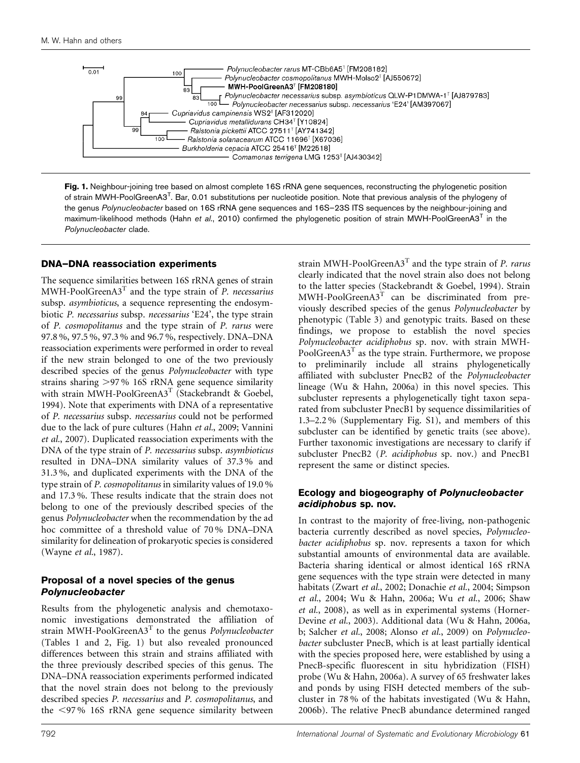Fig. 1. Neighbour-joining tree based on almost complete 16S rRNA gene sequences, reconstructing the phylogenetic position of strain MWH-PoolGreenA3$^T$. Bar, 0.01 substitutions per nucleotide position. Note that previous analysis of the phylogeny of the genus *Polynucleobacter* based on 16S rRNA gene sequences and 16S–23S ITS sequences by the neighbour-joining and maximum-likelihood methods (Hahn *et al.*, 2010) confirmed the phylogenetic position of strain MWH-PoolGreenA3$^T$ in the *Polynucleobacter* clade.

## DNA–DNA reassociation experiments

The sequence similarities between 16S rRNA genes of strain MWH-PoolGreenA3$^T$ and the type strain of *P. necessarius* subsp. *asymbioticus*, a sequence representing the endosymbiotic *P. necessarius* subsp. *necessarius* 'E24', the type strain of *P. cosmopolitanus* and the type strain of *P. rarus* were 97.8 %, 97.5 %, 97.3 % and 96.7 %, respectively. DNA–DNA reassociation experiments were performed in order to reveal if the new strain belonged to one of the two previously described species of the genus *Polynucleobacter* with type strains sharing >97 % 16S rRNA gene sequence similarity with strain MWH-PoolGreenA3$^T$ (Stackebrandt & Goebel, 1994). Note that experiments with DNA of a representative of *P. necessarius* subsp. *necessarius* could not be performed due to the lack of pure cultures (Hahn *et al.*, 2009; Vannini *et al.*, 2007). Duplicated reassociation experiments with the DNA of the type strain of *P. necessarius* subsp. *asymbioticus* resulted in DNA–DNA similarity values of 37.3 % and 31.3 %, and duplicated experiments with the DNA of the type strain of *P. cosmopolitanus* in similarity values of 19.0 % and 17.3 %. These results indicate that the strain does not belong to one of the previously described species of the genus *Polynucleobacter* when the recommendation by the ad hoc committee of a threshold value of 70 % DNA–DNA similarity for delineation of prokaryotic species is considered (Wayne *et al.*, 1987).

## Proposal of a novel species of the genus *Polynucleobacter*

Results from the phylogenetic analysis and chemotaxonomic investigations demonstrated the affiliation of strain MWH-PoolGreenA3$^T$ to the genus *Polynucleobacter* (Tables 1 and 2, Fig. 1) but also revealed pronounced differences between this strain and strains affiliated with the three previously described species of this genus. The DNA–DNA reassociation experiments performed indicated that the novel strain does not belong to the previously described species *P. necessarius* and *P. cosmopolitanus*, and the <97 % 16S rRNA gene sequence similarity between strain MWH-PoolGreenA3$^T$ and the type strain of *P. rarus* clearly indicated that the novel strain also does not belong to the latter species (Stackebrandt & Goebel, 1994). Strain MWH-PoolGreenA3$^T$ can be discriminated from previously described species of the genus *Polynucleobacter* by phenotypic (Table 3) and genotypic traits. Based on these findings, we propose to establish the novel species *Polynucleobacter acidiphobus* sp. nov. with strain MWH-PoolGreenA3$^T$ as the type strain. Furthermore, we propose to preliminarily include all strains phylogenetically affiliated with subcluster PnecB2 of the *Polynucleobacter* lineage (Wu & Hahn, 2006a) in this novel species. This subcluster represents a phylogenetically tight taxon separated from subcluster PnecB1 by sequence dissimilarities of 1.3–2.2 % (Supplementary Fig. S1), and members of this subcluster can be identified by genetic traits (see above). Further taxonomic investigations are necessary to clarify if subcluster PnecB2 (*P. acidiphobus* sp. nov.) and PnecB1 represent the same or distinct species.

## Ecology and biogeography of *Polynucleobacter acidiphobus* sp. nov.

In contrast to the majority of free-living, non-pathogenic bacteria currently described as novel species, *Polynucleobacter acidiphobus* sp. nov. represents a taxon for which substantial amounts of environmental data are available. Bacteria sharing identical or almost identical 16S rRNA gene sequences with the type strain were detected in many habitats (Zwart *et al.*, 2002; Donachie *et al.*, 2004; Simpson *et al.*, 2004; Wu & Hahn, 2006a; Wu *et al.*, 2006; Shaw *et al.*, 2008), as well as in experimental systems (Horner-Devine *et al.*, 2003). Additional data (Wu & Hahn, 2006a, b; Salcher *et al.*, 2008; Alonso *et al.*, 2009) on *Polynucleobacter* subcluster PnecB, which is at least partially identical with the species proposed here, were established by using a PnecB-specific fluorescent in situ hybridization (FISH) probe (Wu & Hahn, 2006a). A survey of 65 freshwater lakes and ponds by using FISH detected members of the subcluster in 78 % of the habitats investigated (Wu & Hahn, 2006b). The relative PnecB abundance determined ranged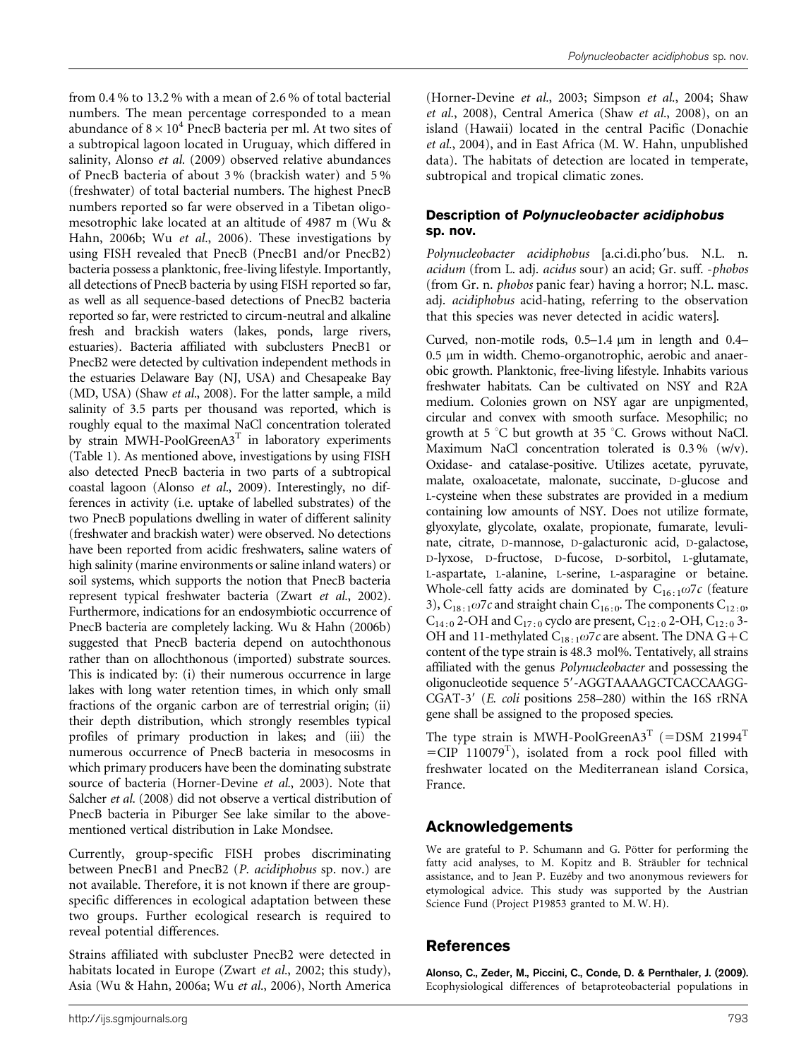from 0.4 % to 13.2 % with a mean of 2.6 % of total bacterial numbers. The mean percentage corresponded to a mean abundance of $8 \times 10^4$ PnecB bacteria per ml. At two sites of a subtropical lagoon located in Uruguay, which differed in salinity, Alonso *et al.* (2009) observed relative abundances of PnecB bacteria of about 3 % (brackish water) and 5 % (freshwater) of total bacterial numbers. The highest PnecB numbers reported so far were observed in a Tibetan oligo-mesotrophic lake located at an altitude of 4987 m (Wu & Hahn, 2006b; Wu *et al.*, 2006). These investigations by using FISH revealed that PnecB (PnecB1 and/or PnecB2) bacteria possess a planktonic, free-living lifestyle. Importantly, all detections of PnecB bacteria by using FISH reported so far, as well as all sequence-based detections of PnecB2 bacteria reported so far, were restricted to circum-neutral and alkaline fresh and brackish waters (lakes, ponds, large rivers, estuaries). Bacteria affiliated with subclusters PnecB1 or PnecB2 were detected by cultivation independent methods in the estuaries Delaware Bay (NJ, USA) and Chesapeake Bay (MD, USA) (Shaw *et al.*, 2008). For the latter sample, a mild salinity of 3.5 parts per thousand was reported, which is roughly equal to the maximal NaCl concentration tolerated by strain MWH-PoolGreenA3$^{T}$ in laboratory experiments (Table 1). As mentioned above, investigations by using FISH also detected PnecB bacteria in two parts of a subtropical coastal lagoon (Alonso *et al.*, 2009). Interestingly, no differences in activity (i.e. uptake of labelled substrates) of the two PnecB populations dwelling in water of different salinity (freshwater and brackish water) were observed. No detections have been reported from acidic freshwaters, saline waters of high salinity (marine environments or saline inland waters) or soil systems, which supports the notion that PnecB bacteria represent typical freshwater bacteria (Zwart *et al.*, 2002). Furthermore, indications for an endosymbiotic occurrence of PnecB bacteria are completely lacking. Wu & Hahn (2006b) suggested that PnecB bacteria depend on autochthonous rather than on allochthonous (imported) substrate sources. This is indicated by: (i) their numerous occurrence in large lakes with long water retention times, in which only small fractions of the organic carbon are of terrestrial origin; (ii) their depth distribution, which strongly resembles typical profiles of primary production in lakes; and (iii) the numerous occurrence of PnecB bacteria in mesocosms in which primary producers have been the dominating substrate source of bacteria (Horner-Devine *et al.*, 2003). Note that Salcher *et al.* (2008) did not observe a vertical distribution of PnecB bacteria in Piburger See lake similar to the above-mentioned vertical distribution in Lake Mondsee.

Currently, group-specific FISH probes discriminating between PnecB1 and PnecB2 (*P. acidiphobus* sp. nov.) are not available. Therefore, it is not known if there are group-specific differences in ecological adaptation between these two groups. Further ecological research is required to reveal potential differences.

Strains affiliated with subcluster PnecB2 were detected in habitats located in Europe (Zwart *et al.*, 2002; this study), Asia (Wu & Hahn, 2006a; Wu *et al.*, 2006), North America (Horner-Devine *et al.*, 2003; Simpson *et al.*, 2004; Shaw *et al.*, 2008), Central America (Shaw *et al.*, 2008), on an island (Hawaii) located in the central Pacific (Donachie *et al.*, 2004), and in East Africa (M. W. Hahn, unpublished data). The habitats of detection are located in temperate, subtropical and tropical climatic zones.

### Description of *Polynucleobacter acidiphobus* sp. nov.

*Polynucleobacter acidiphobus* [a.ci.di.pho′bus. N.L. n. *acidum* (from L. adj. *acidus* sour) an acid; Gr. suff. -*phobos* (from Gr. n. *phobos* panic fear) having a horror; N.L. masc. adj. *acidiphobus* acid-hating, referring to the observation that this species was never detected in acidic waters].

Curved, non-motile rods, 0.5–1.4 μm in length and 0.4–0.5 μm in width. Chemo-organotrophic, aerobic and anaerobic growth. Planktonic, free-living lifestyle. Inhabits various freshwater habitats. Can be cultivated on NSY and R2A medium. Colonies grown on NSY agar are unpigmented, circular and convex with smooth surface. Mesophilic; no growth at 5 °C but growth at 35 °C. Grows without NaCl. Maximum NaCl concentration tolerated is 0.3 % (w/v). Oxidase- and catalase-positive. Utilizes acetate, pyruvate, malate, oxaloacetate, malonate, succinate, D-glucose and L-cysteine when these substrates are provided in a medium containing low amounts of NSY. Does not utilize formate, glyoxylate, glycolate, oxalate, propionate, fumarate, levulinate, citrate, D-mannose, D-galacturonic acid, D-galactose, D-lyxose, D-fructose, D-fucose, D-sorbitol, L-glutamate, L-aspartate, L-alanine, L-serine, L-asparagine or betaine. Whole-cell fatty acids are dominated by $C_{16:1}\omega7c$ (feature 3), $C_{18:1}\omega7c$ and straight chain $C_{16:0}$. The components $C_{12:0}$, $C_{14:0}$ 2-OH and $C_{17:0}$ cyclo are present, $C_{12:0}$ 2-OH, $C_{12:0}$ 3-OH and 11-methylated $C_{18:1}\omega7c$ are absent. The DNA G+C content of the type strain is 48.3 mol%. Tentatively, all strains affiliated with the genus *Polynucleobacter* and possessing the oligonucleotide sequence 5′-AGGTAAAAGCTCACCAAGG-CGAT-3′ (*E. coli* positions 258–280) within the 16S rRNA gene shall be assigned to the proposed species.

The type strain is MWH-PoolGreenA3$^{T}$ (=DSM 21994$^{T}$ =CIP 110079$^{T}$), isolated from a rock pool filled with freshwater located on the Mediterranean island Corsica, France.

## Acknowledgements

We are grateful to P. Schumann and G. Pötter for performing the fatty acid analyses, to M. Kopitz and B. Sträubler for technical assistance, and to Jean P. Euzéby and two anonymous reviewers for etymological advice. This study was supported by the Austrian Science Fund (Project P19853 granted to M. W. H).

## References

**Alonso, C., Zeder, M., Piccini, C., Conde, D. & Pernthaler, J. (2009).** Ecophysiological differences of betaproteobacterial populations in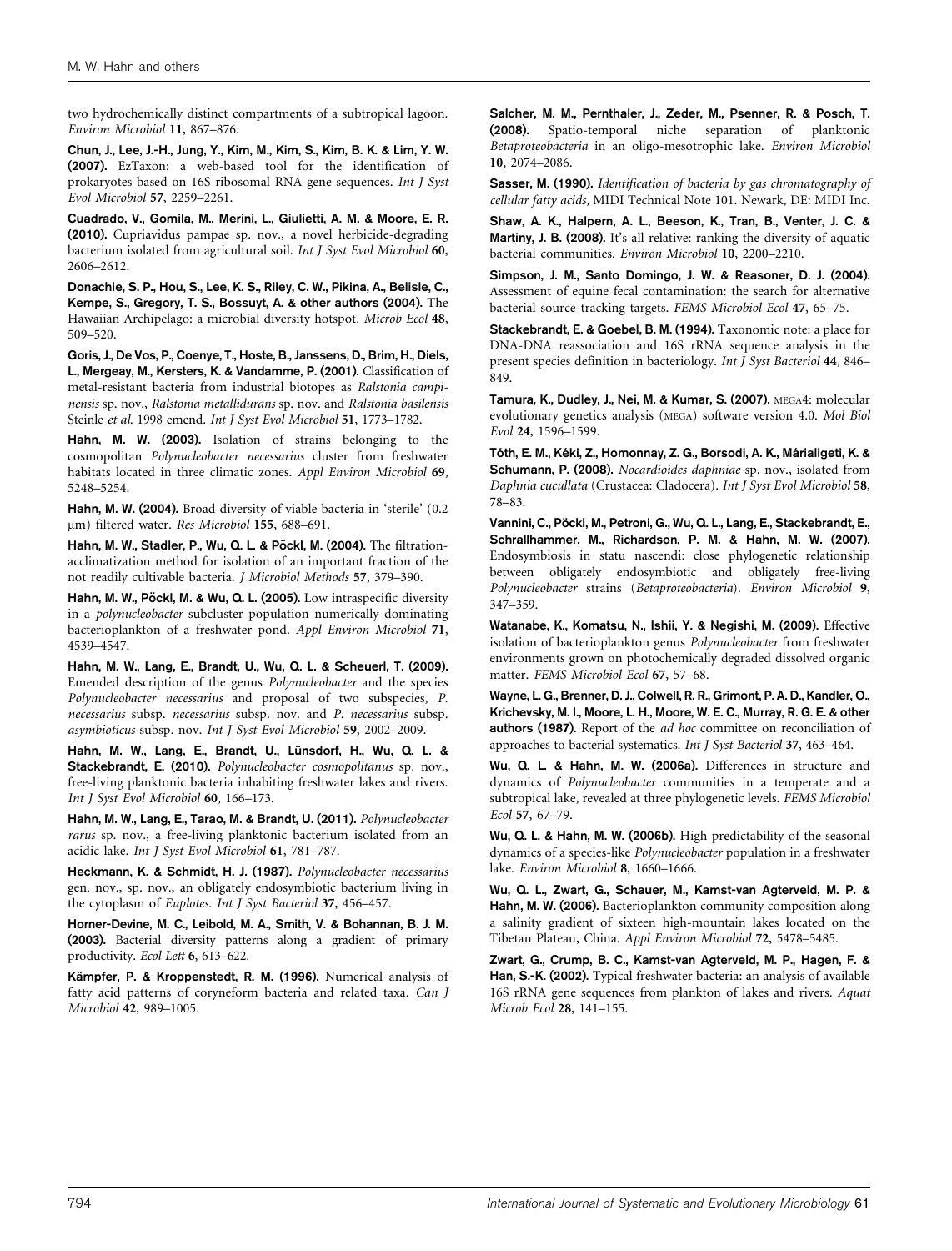two hydrochemically distinct compartments of a subtropical lagoon. *Environ Microbiol* **11**, 867–876.

**Chun, J., Lee, J.-H., Jung, Y., Kim, M., Kim, S., Kim, B. K. & Lim, Y. W. (2007).** EzTaxon: a web-based tool for the identification of prokaryotes based on 16S ribosomal RNA gene sequences. *Int J Syst Evol Microbiol* **57**, 2259–2261.

**Cuadrado, V., Gomila, M., Merini, L., Giulietti, A. M. & Moore, E. R. (2010).** Cupriavidus pampae sp. nov., a novel herbicide-degrading bacterium isolated from agricultural soil. *Int J Syst Evol Microbiol* **60**, 2606–2612.

**Donachie, S. P., Hou, S., Lee, K. S., Riley, C. W., Pikina, A., Belisle, C., Kempe, S., Gregory, T. S., Bossuyt, A. & other authors (2004).** The Hawaiian Archipelago: a microbial diversity hotspot. *Microb Ecol* **48**, 509–520.

**Goris, J., De Vos, P., Coenye, T., Hoste, B., Janssens, D., Brim, H., Diels, L., Mergeay, M., Kersters, K. & Vandamme, P. (2001).** Classification of metal-resistant bacteria from industrial biotopes as *Ralstonia campinensis* sp. nov., *Ralstonia metallidurans* sp. nov. and *Ralstonia basilensis* Steinle *et al.* 1998 emend. *Int J Syst Evol Microbiol* **51**, 1773–1782.

**Hahn, M. W. (2003).** Isolation of strains belonging to the cosmopolitan *Polynucleobacter necessarius* cluster from freshwater habitats located in three climatic zones. *Appl Environ Microbiol* **69**, 5248–5254.

**Hahn, M. W. (2004).** Broad diversity of viable bacteria in 'sterile' (0.2 μm) filtered water. *Res Microbiol* **155**, 688–691.

**Hahn, M. W., Stadler, P., Wu, Q. L. & Pöckl, M. (2004).** The filtration-acclimatization method for isolation of an important fraction of the not readily cultivable bacteria. *J Microbiol Methods* **57**, 379–390.

**Hahn, M. W., Pöckl, M. & Wu, Q. L. (2005).** Low intraspecific diversity in a *polynucleobacter* subcluster population numerically dominating bacterioplankton of a freshwater pond. *Appl Environ Microbiol* **71**, 4539–4547.

**Hahn, M. W., Lang, E., Brandt, U., Wu, Q. L. & Scheuerl, T. (2009).** Emended description of the genus *Polynucleobacter* and the species *Polynucleobacter necessarius* and proposal of two subspecies, *P. necessarius* subsp. *necessarius* subsp. nov. and *P. necessarius* subsp. *asymbioticus* subsp. nov. *Int J Syst Evol Microbiol* **59**, 2002–2009.

**Hahn, M. W., Lang, E., Brandt, U., Lünsdorf, H., Wu, Q. L. & Stackebrandt, E. (2010).** *Polynucleobacter cosmopolitanus* sp. nov., free-living planktonic bacteria inhabiting freshwater lakes and rivers. *Int J Syst Evol Microbiol* **60**, 166–173.

**Hahn, M. W., Lang, E., Tarao, M. & Brandt, U. (2011).** *Polynucleobacter rarus* sp. nov., a free-living planktonic bacterium isolated from an acidic lake. *Int J Syst Evol Microbiol* **61**, 781–787.

**Heckmann, K. & Schmidt, H. J. (1987).** *Polynucleobacter necessarius* gen. nov., sp. nov., an obligately endosymbiotic bacterium living in the cytoplasm of *Euplotes*. *Int J Syst Bacteriol* **37**, 456–457.

**Horner-Devine, M. C., Leibold, M. A., Smith, V. & Bohannan, B. J. M. (2003).** Bacterial diversity patterns along a gradient of primary productivity. *Ecol Lett* **6**, 613–622.

**Kämpfer, P. & Kroppenstedt, R. M. (1996).** Numerical analysis of fatty acid patterns of coryneform bacteria and related taxa. *Can J Microbiol* **42**, 989–1005.

**Salcher, M. M., Pernthaler, J., Zeder, M., Psenner, R. & Posch, T. (2008).** Spatio-temporal niche separation of planktonic *Betaproteobacteria* in an oligo-mesotrophic lake. *Environ Microbiol* **10**, 2074–2086.

**Sasser, M. (1990).** *Identification of bacteria by gas chromatography of cellular fatty acids*, MIDI Technical Note 101. Newark, DE: MIDI Inc.

**Shaw, A. K., Halpern, A. L., Beeson, K., Tran, B., Venter, J. C. & Martiny, J. B. (2008).** It's all relative: ranking the diversity of aquatic bacterial communities. *Environ Microbiol* **10**, 2200–2210.

**Simpson, J. M., Santo Domingo, J. W. & Reasoner, D. J. (2004).** Assessment of equine fecal contamination: the search for alternative bacterial source-tracking targets. *FEMS Microbiol Ecol* **47**, 65–75.

**Stackebrandt, E. & Goebel, B. M. (1994).** Taxonomic note: a place for DNA-DNA reassociation and 16S rRNA sequence analysis in the present species definition in bacteriology. *Int J Syst Bacteriol* **44**, 846–849.

**Tamura, K., Dudley, J., Nei, M. & Kumar, S. (2007).** MEGA4: molecular evolutionary genetics analysis (MEGA) software version 4.0. *Mol Biol Evol* **24**, 1596–1599.

**Tóth, E. M., Kéki, Z., Homonnay, Z. G., Borsodi, A. K., Márialigeti, K. & Schumann, P. (2008).** *Nocardioides daphniae* sp. nov., isolated from *Daphnia cucullata* (Crustacea: Cladocera). *Int J Syst Evol Microbiol* **58**, 78–83.

**Vannini, C., Pöckl, M., Petroni, G., Wu, Q. L., Lang, E., Stackebrandt, E., Schrallhammer, M., Richardson, P. M. & Hahn, M. W. (2007).** Endosymbiosis in statu nascendi: close phylogenetic relationship between obligately endosymbiotic and obligately free-living *Polynucleobacter* strains (*Betaproteobacteria*). *Environ Microbiol* **9**, 347–359.

**Watanabe, K., Komatsu, N., Ishii, Y. & Negishi, M. (2009).** Effective isolation of bacterioplankton genus *Polynucleobacter* from freshwater environments grown on photochemically degraded dissolved organic matter. *FEMS Microbiol Ecol* **67**, 57–68.

**Wayne, L. G., Brenner, D. J., Colwell, R. R., Grimont, P. A. D., Kandler, O., Krichevsky, M. I., Moore, L. H., Moore, W. E. C., Murray, R. G. E. & other authors (1987).** Report of the *ad hoc* committee on reconciliation of approaches to bacterial systematics. *Int J Syst Bacteriol* **37**, 463–464.

**Wu, Q. L. & Hahn, M. W. (2006a).** Differences in structure and dynamics of *Polynucleobacter* communities in a temperate and a subtropical lake, revealed at three phylogenetic levels. *FEMS Microbiol Ecol* **57**, 67–79.

**Wu, Q. L. & Hahn, M. W. (2006b).** High predictability of the seasonal dynamics of a species-like *Polynucleobacter* population in a freshwater lake. *Environ Microbiol* **8**, 1660–1666.

**Wu, Q. L., Zwart, G., Schauer, M., Kamst-van Agterveld, M. P. & Hahn, M. W. (2006).** Bacterioplankton community composition along a salinity gradient of sixteen high-mountain lakes located on the Tibetan Plateau, China. *Appl Environ Microbiol* **72**, 5478–5485.

**Zwart, G., Crump, B. C., Kamst-van Agterveld, M. P., Hagen, F. & Han, S.-K. (2002).** Typical freshwater bacteria: an analysis of available 16S rRNA gene sequences from plankton of lakes and rivers. *Aquat Microb Ecol* **28**, 141–155.